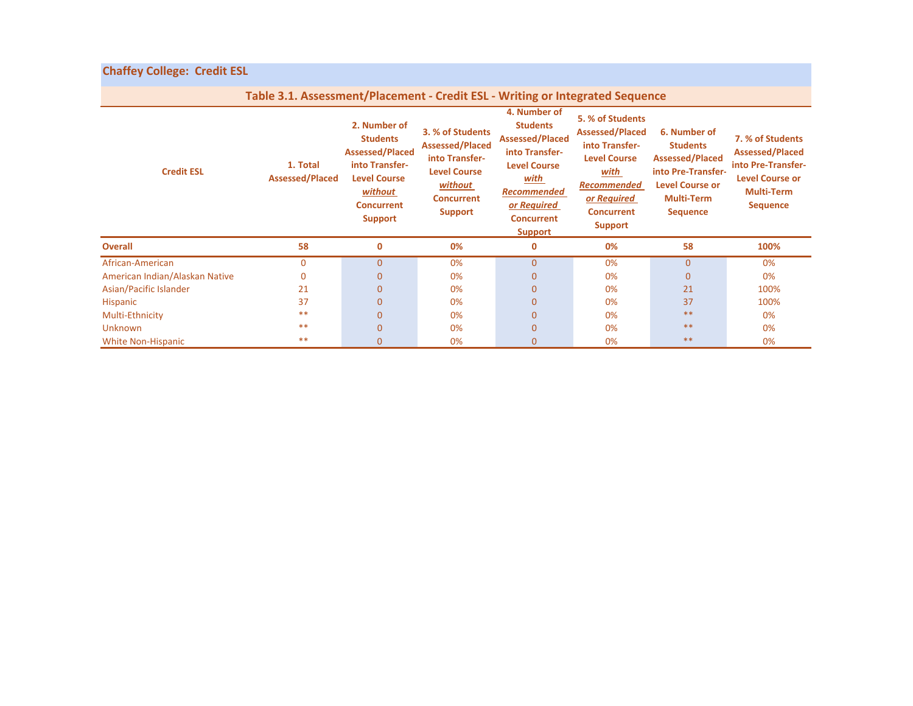## Chaffey College: Credit ESL

### Table 3.1. Assessment/Placement - Credit ESL - Writing or Integrated Sequence

| Credit ESL | 1. Total Assessed/Placed | 2. Number of Students Assessed/Placed into Transfer-Level Course *without* Concurrent Support | 3. % of Students Assessed/Placed into Transfer-Level Course *without* Concurrent Support | 4. Number of Students Assessed/Placed into Transfer-Level Course *with Recommended or Required* Concurrent Support | 5. % of Students Assessed/Placed into Transfer-Level Course *with Recommended or Required* Concurrent Support | 6. Number of Students Assessed/Placed into Pre-Transfer-Level Course or Multi-Term Sequence | 7. % of Students Assessed/Placed into Pre-Transfer-Level Course or Multi-Term Sequence |
|---|---|---|---|---|---|---|---|
| **Overall** | **58** | **0** | **0%** | **0** | **0%** | **58** | **100%** |
| African-American | 0 | 0 | 0% | 0 | 0% | 0 | 0% |
| American Indian/Alaskan Native | 0 | 0 | 0% | 0 | 0% | 0 | 0% |
| Asian/Pacific Islander | 21 | 0 | 0% | 0 | 0% | 21 | 100% |
| Hispanic | 37 | 0 | 0% | 0 | 0% | 37 | 100% |
| Multi-Ethnicity | ** | 0 | 0% | 0 | 0% | ** | 0% |
| Unknown | ** | 0 | 0% | 0 | 0% | ** | 0% |
| White Non-Hispanic | ** | 0 | 0% | 0 | 0% | ** | 0% |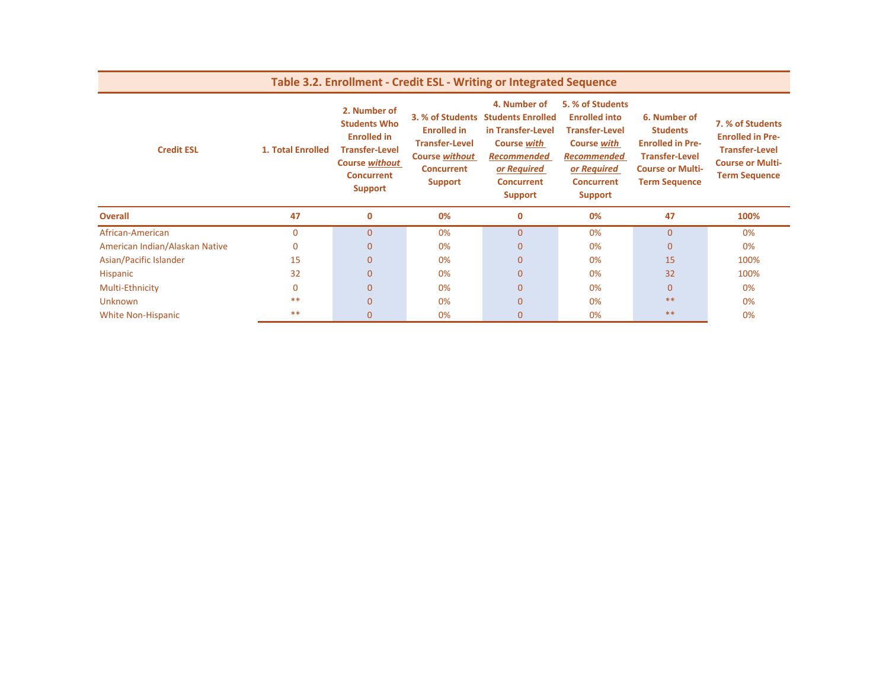## Table 3.2. Enrollment - Credit ESL - Writing or Integrated Sequence

| Credit ESL | 1. Total Enrolled | 2. Number of Students Who Enrolled in Transfer-Level Course *without* Concurrent Support | 3. % of Students Enrolled in Transfer-Level Course *without* Concurrent Support | 4. Number of Students Enrolled in Transfer-Level Course *with Recommended or Required* Concurrent Support | 5. % of Students Enrolled into Transfer-Level Course *with Recommended or Required* Concurrent Support | 6. Number of Students Enrolled in Pre-Transfer-Level Course or Multi-Term Sequence | 7. % of Students Enrolled in Pre-Transfer-Level Course or Multi-Term Sequence |
|---|---|---|---|---|---|---|---|
| **Overall** | **47** | **0** | **0%** | **0** | **0%** | **47** | **100%** |
| African-American | 0 | 0 | 0% | 0 | 0% | 0 | 0% |
| American Indian/Alaskan Native | 0 | 0 | 0% | 0 | 0% | 0 | 0% |
| Asian/Pacific Islander | 15 | 0 | 0% | 0 | 0% | 15 | 100% |
| Hispanic | 32 | 0 | 0% | 0 | 0% | 32 | 100% |
| Multi-Ethnicity | 0 | 0 | 0% | 0 | 0% | 0 | 0% |
| Unknown | ** | 0 | 0% | 0 | 0% | ** | 0% |
| White Non-Hispanic | ** | 0 | 0% | 0 | 0% | ** | 0% |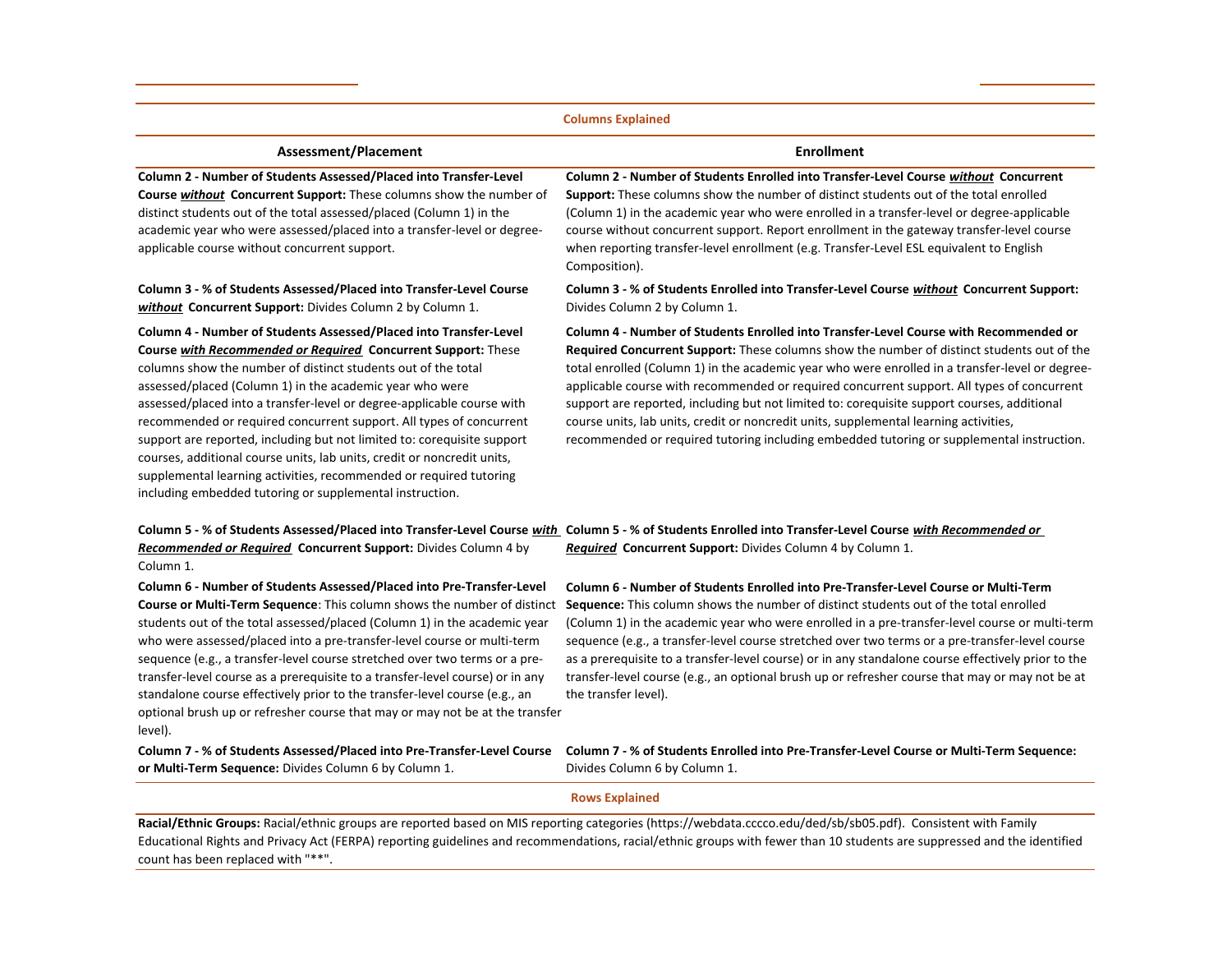## Columns Explained

| Assessment/Placement | Enrollment |
| --- | --- |
| **Column 2 - Number of Students Assessed/Placed into Transfer-Level Course *without* Concurrent Support:** These columns show the number of distinct students out of the total assessed/placed (Column 1) in the academic year who were assessed/placed into a transfer-level or degree-applicable course without concurrent support. | **Column 2 - Number of Students Enrolled into Transfer-Level Course *without* Concurrent Support:** These columns show the number of distinct students out of the total enrolled (Column 1) in the academic year who were enrolled in a transfer-level or degree-applicable course without concurrent support. Report enrollment in the gateway transfer-level course when reporting transfer-level enrollment (e.g. Transfer-Level ESL equivalent to English Composition). |
| **Column 3 - % of Students Assessed/Placed into Transfer-Level Course *without* Concurrent Support:** Divides Column 2 by Column 1. | **Column 3 - % of Students Enrolled into Transfer-Level Course *without* Concurrent Support:** Divides Column 2 by Column 1. |
| **Column 4 - Number of Students Assessed/Placed into Transfer-Level Course *with Recommended or Required* Concurrent Support:** These columns show the number of distinct students out of the total assessed/placed (Column 1) in the academic year who were assessed/placed into a transfer-level or degree-applicable course with recommended or required concurrent support. All types of concurrent support are reported, including but not limited to: corequisite support courses, additional course units, lab units, credit or noncredit units, supplemental learning activities, recommended or required tutoring including embedded tutoring or supplemental instruction. | **Column 4 - Number of Students Enrolled into Transfer-Level Course with Recommended or Required Concurrent Support:** These columns show the number of distinct students out of the total enrolled (Column 1) in the academic year who were enrolled in a transfer-level or degree-applicable course with recommended or required concurrent support. All types of concurrent support are reported, including but not limited to: corequisite support courses, additional course units, lab units, credit or noncredit units, supplemental learning activities, recommended or required tutoring including embedded tutoring or supplemental instruction. |
| **Column 5 - % of Students Assessed/Placed into Transfer-Level Course *with Recommended or Required* Concurrent Support:** Divides Column 4 by Column 1. | **Column 5 - % of Students Enrolled into Transfer-Level Course *with Recommended or Required* Concurrent Support:** Divides Column 4 by Column 1. |
| **Column 6 - Number of Students Assessed/Placed into Pre-Transfer-Level Course or Multi-Term Sequence**: This column shows the number of distinct students out of the total assessed/placed (Column 1) in the academic year who were assessed/placed into a pre-transfer-level course or multi-term sequence (e.g., a transfer-level course stretched over two terms or a pre-transfer-level course as a prerequisite to a transfer-level course) or in any standalone course effectively prior to the transfer-level course (e.g., an optional brush up or refresher course that may or may not be at the transfer level). | **Column 6 - Number of Students Enrolled into Pre-Transfer-Level Course or Multi-Term Sequence:** This column shows the number of distinct students out of the total enrolled (Column 1) in the academic year who were enrolled in a pre-transfer-level course or multi-term sequence (e.g., a transfer-level course stretched over two terms or a pre-transfer-level course as a prerequisite to a transfer-level course) or in any standalone course effectively prior to the transfer-level course (e.g., an optional brush up or refresher course that may or may not be at the transfer level). |
| **Column 7 - % of Students Assessed/Placed into Pre-Transfer-Level Course or Multi-Term Sequence:** Divides Column 6 by Column 1. | **Column 7 - % of Students Enrolled into Pre-Transfer-Level Course or Multi-Term Sequence:** Divides Column 6 by Column 1. |

## Rows Explained

**Racial/Ethnic Groups:** Racial/ethnic groups are reported based on MIS reporting categories (https://webdata.cccco.edu/ded/sb/sb05.pdf). Consistent with Family Educational Rights and Privacy Act (FERPA) reporting guidelines and recommendations, racial/ethnic groups with fewer than 10 students are suppressed and the identified count has been replaced with "**".